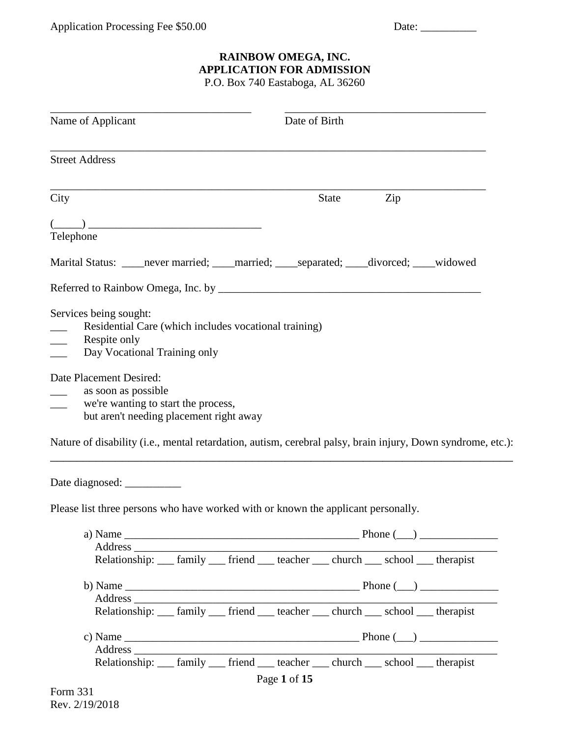Application Processing Fee $50.00 Date: __________

# RAINBOW OMEGA, INC.
## APPLICATION FOR ADMISSION
P.O. Box 740 Eastaboga, AL 36260

___________________________________ ___________________________________
Name of Applicant Date of Birth

____________________________________________________________________________
Street Address

____________________________________________________________________________
City State Zip

(_____) _______________________________
Telephone

Marital Status: ____never married; ____married; ____separated; ____divorced; ____widowed

Referred to Rainbow Omega, Inc. by ________________________________________________

Services being sought:

___ Residential Care (which includes vocational training)
___ Respite only
___ Day Vocational Training only

Date Placement Desired:

___ as soon as possible
___ we're wanting to start the process, but aren't needing placement right away

Nature of disability (i.e., mental retardation, autism, cerebral palsy, brain injury, Down syndrome, etc.):
_____________________________________________________________________________________

Date diagnosed: __________

Please list three persons who have worked with or known the applicant personally.

a) Name ___________________________________________ Phone (___) ______________
Address _________________________________________________________________
Relationship: ___ family ___ friend ___ teacher ___ church ___ school ___ therapist

b) Name ___________________________________________ Phone (___) ______________
Address _________________________________________________________________
Relationship: ___ family ___ friend ___ teacher ___ church ___ school ___ therapist

c) Name ___________________________________________ Phone (___) ______________
Address _________________________________________________________________
Relationship: ___ family ___ friend ___ teacher ___ church ___ school ___ therapist

Form 331
Rev. 2/19/2018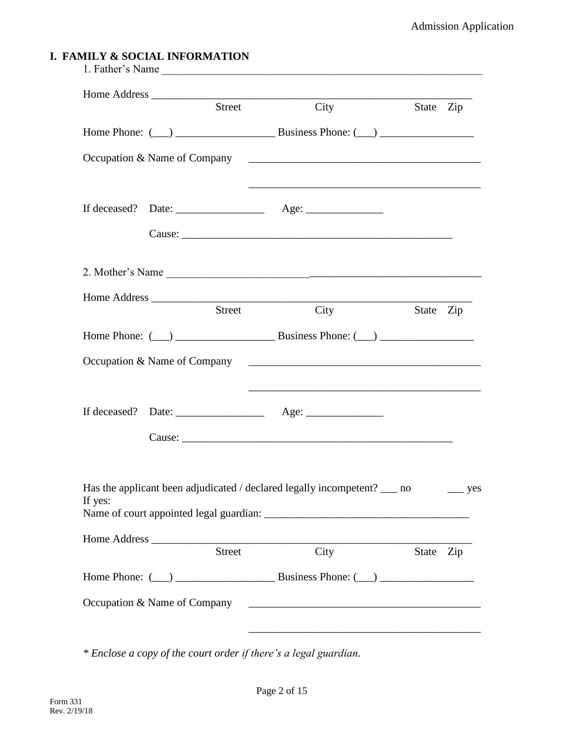## I. FAMILY & SOCIAL INFORMATION

1. Father's Name ___________________________________________________________

Home Address ___________________________________________________________
Street City State Zip

Home Phone: (___) _________________ Business Phone: (___) _________________

Occupation & Name of Company _________________________________________

_________________________________________

If deceased? Date: ________________ Age: ______________

Cause: _________________________________________________

2. Mother's Name ___________________________________________________________

Home Address ___________________________________________________________
Street City State Zip

Home Phone: (___) _________________ Business Phone: (___) _________________

Occupation & Name of Company _________________________________________

_________________________________________

If deceased? Date: ________________ Age: ______________

Cause: _________________________________________________

Has the applicant been adjudicated / declared legally incompetent? ___ no ___ yes

If yes:

Name of court appointed legal guardian: ____________________________________

Home Address ___________________________________________________________
Street City State Zip

Home Phone: (___) _________________ Business Phone: (___) _________________

Occupation & Name of Company _________________________________________

_________________________________________

*\* Enclose a copy of the court order if there's a legal guardian.*

Form 331
Rev. 2/19/18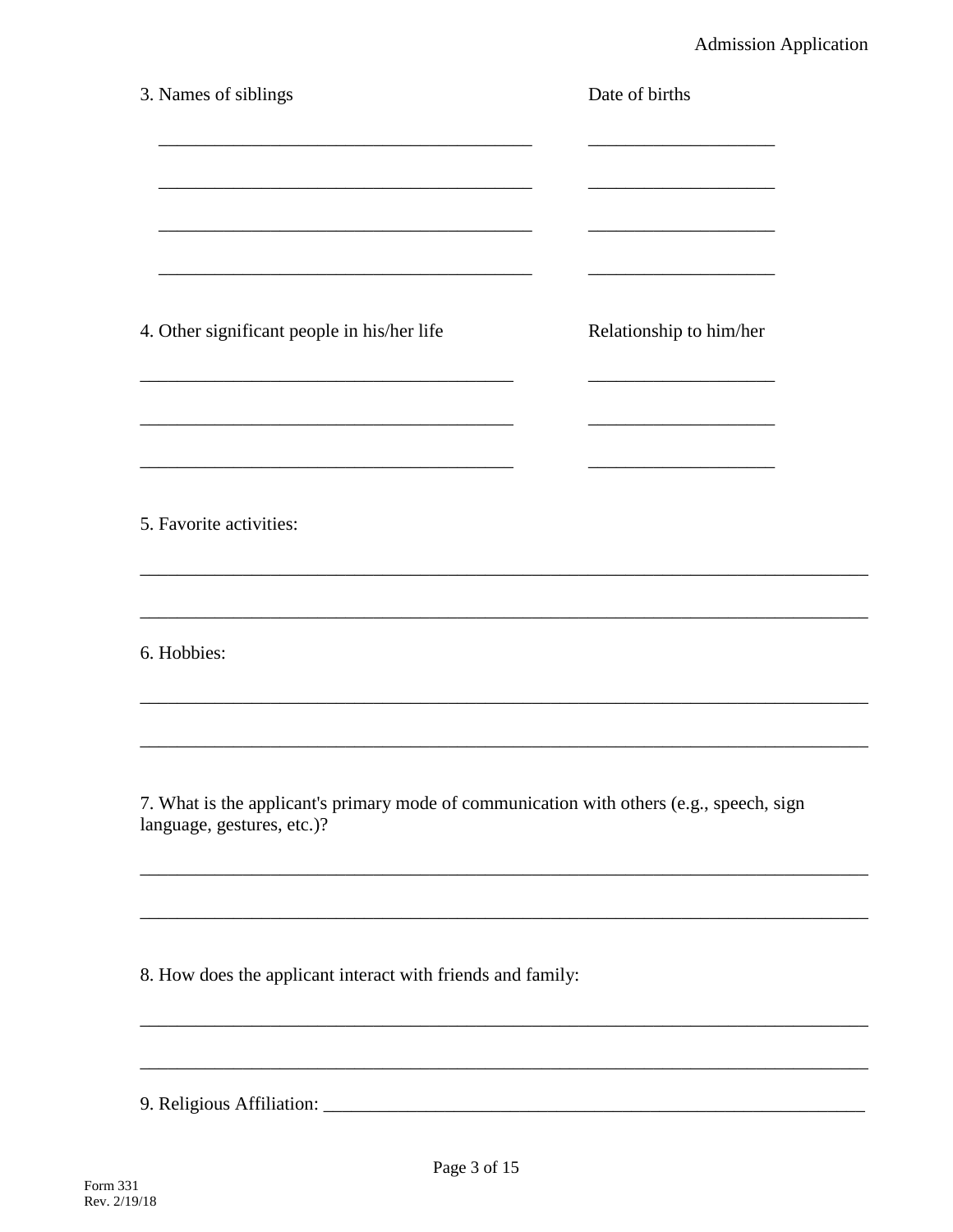3. Names of siblings — Date of births

| Names of siblings | Date of births |
| --- | --- |
| ________________________________________ | ____________________ |
| ________________________________________ | ____________________ |
| ________________________________________ | ____________________ |
| ________________________________________ | ____________________ |

4. Other significant people in his/her life — Relationship to him/her

| Other significant people in his/her life | Relationship to him/her |
| --- | --- |
| ________________________________________ | ____________________ |
| ________________________________________ | ____________________ |
| ________________________________________ | ____________________ |

5. Favorite activities:

______________________________________________________________________________

______________________________________________________________________________

6. Hobbies:

______________________________________________________________________________

______________________________________________________________________________

7. What is the applicant's primary mode of communication with others (e.g., speech, sign language, gestures, etc.)?

______________________________________________________________________________

______________________________________________________________________________

8. How does the applicant interact with friends and family:

______________________________________________________________________________

______________________________________________________________________________

9. Religious Affiliation: ___________________________________________________________

Form 331
Rev. 2/19/18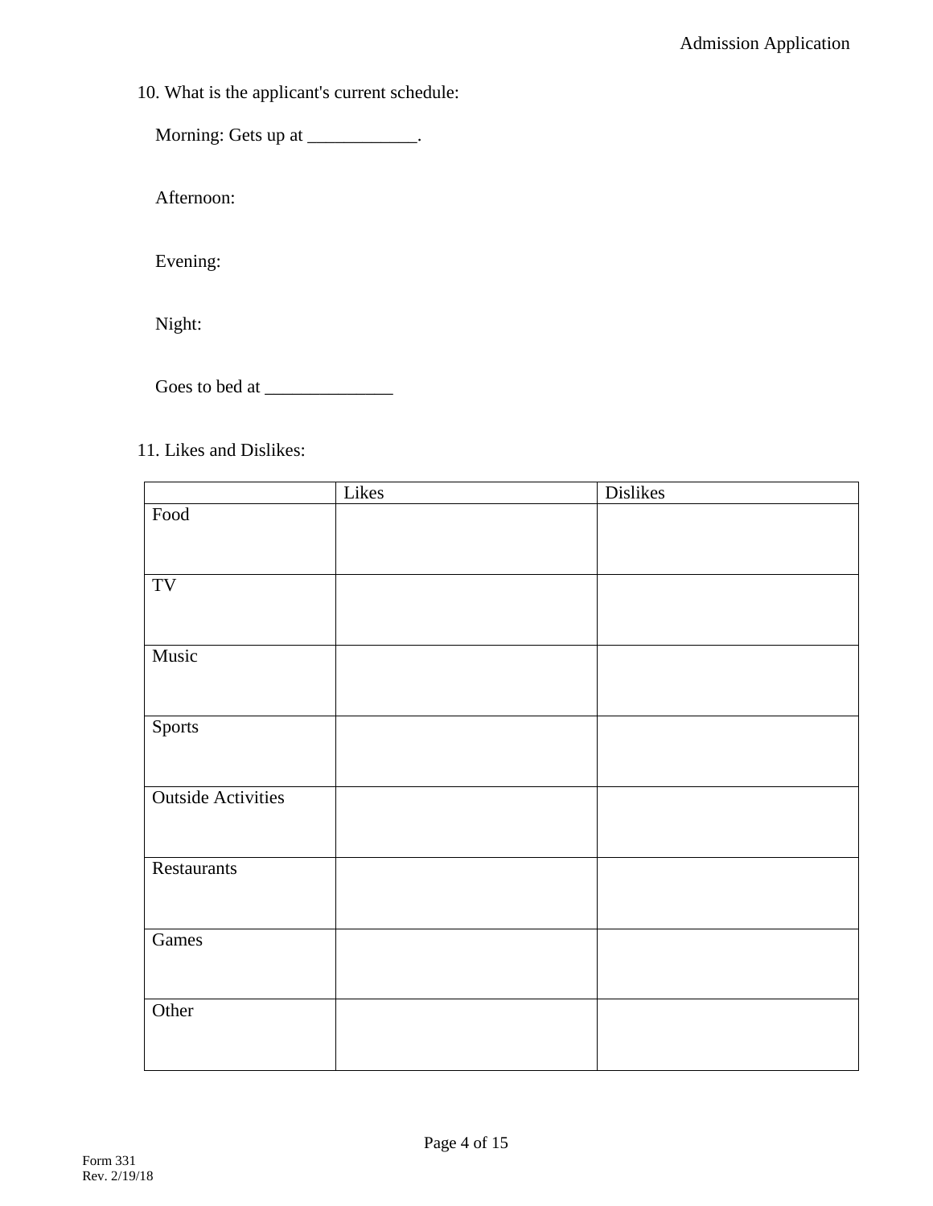10. What is the applicant's current schedule:

Morning: Gets up at ____________.

Afternoon:

Evening:

Night:

Goes to bed at ______________

11. Likes and Dislikes:

| | Likes | Dislikes |
|---|---|---|
| Food | | |
| TV | | |
| Music | | |
| Sports | | |
| Outside Activities | | |
| Restaurants | | |
| Games | | |
| Other | | |

Form 331
Rev. 2/19/18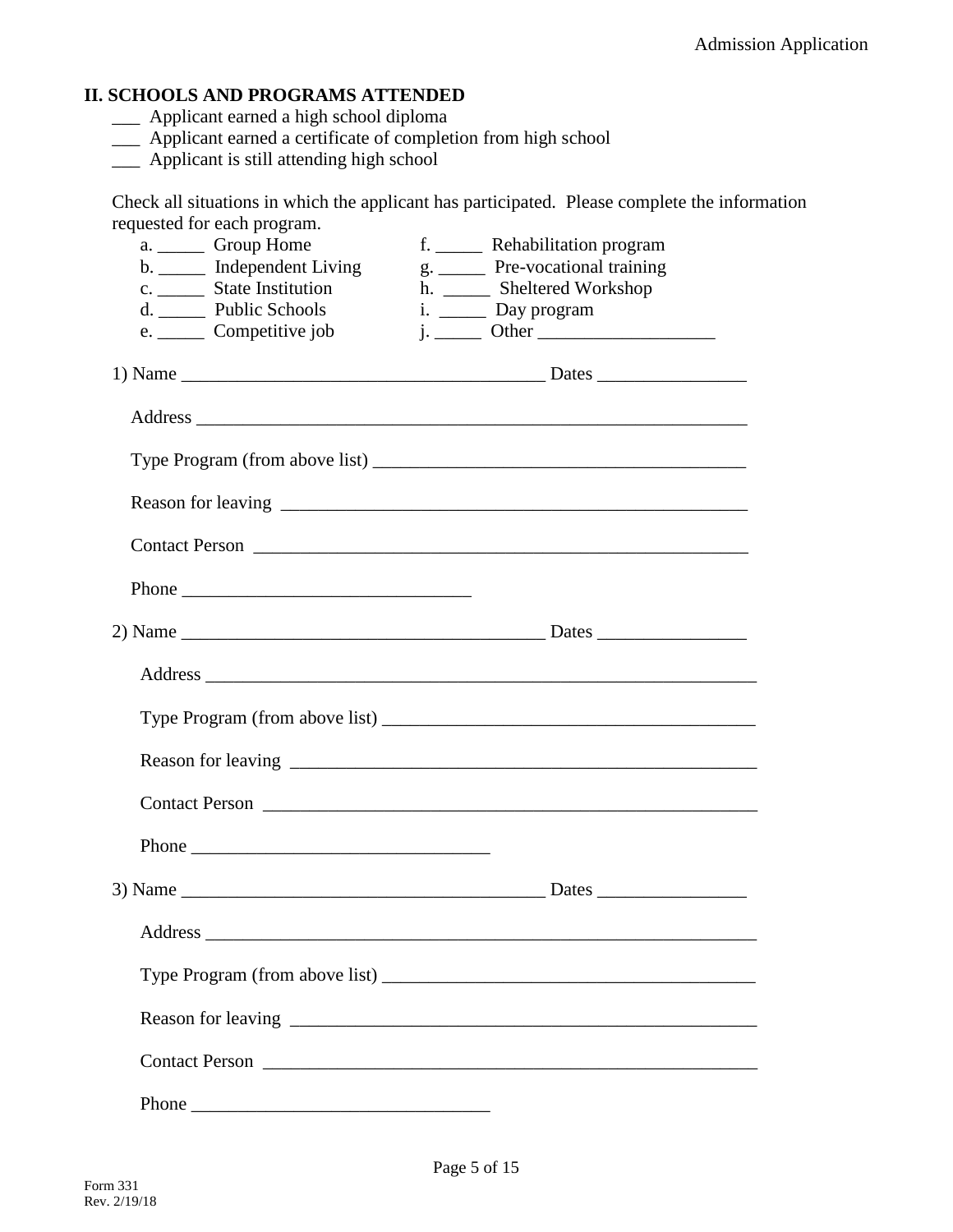## II. SCHOOLS AND PROGRAMS ATTENDED

___ Applicant earned a high school diploma
___ Applicant earned a certificate of completion from high school
___ Applicant is still attending high school

Check all situations in which the applicant has participated. Please complete the information requested for each program.

a. _____ Group Home
b. _____ Independent Living
c. _____ State Institution
d. _____ Public Schools
e. _____ Competitive job
f. _____ Rehabilitation program
g. _____ Pre-vocational training
h. _____ Sheltered Workshop
i. _____ Day program
j. _____ Other ___________________

1) Name ______________________________________ Dates ________________

Address ___________________________________________________________

Type Program (from above list) _______________________________________

Reason for leaving __________________________________________________

Contact Person _____________________________________________________

Phone ______________________________

2) Name ______________________________________ Dates ________________

Address ___________________________________________________________

Type Program (from above list) _______________________________________

Reason for leaving __________________________________________________

Contact Person _____________________________________________________

Phone ______________________________

3) Name ______________________________________ Dates ________________

Address ___________________________________________________________

Type Program (from above list) _______________________________________

Reason for leaving __________________________________________________

Contact Person _____________________________________________________

Phone ______________________________

Form 331
Rev. 2/19/18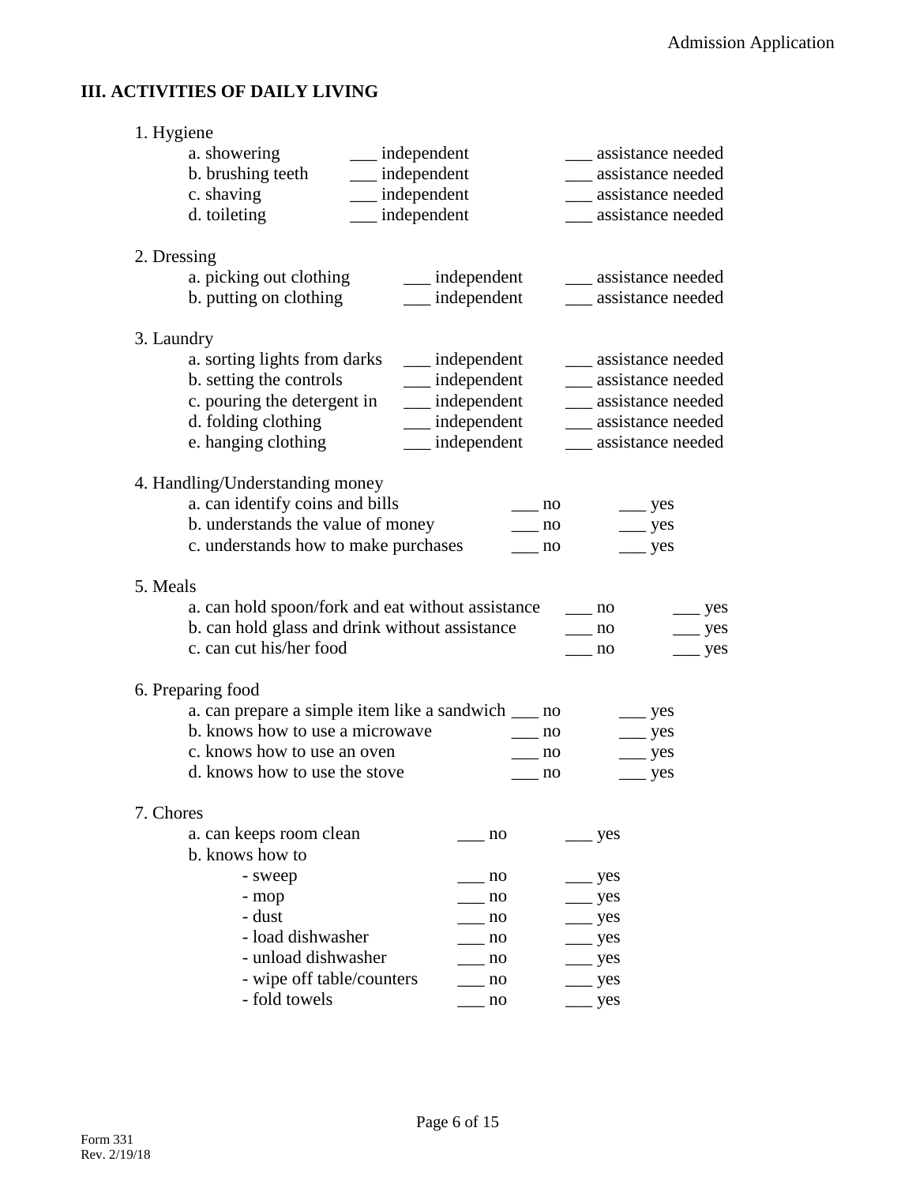## III. ACTIVITIES OF DAILY LIVING

1. Hygiene
   - a. showering ___ independent ___ assistance needed
   - b. brushing teeth ___ independent ___ assistance needed
   - c. shaving ___ independent ___ assistance needed
   - d. toileting ___ independent ___ assistance needed

2. Dressing
   - a. picking out clothing ___ independent ___ assistance needed
   - b. putting on clothing ___ independent ___ assistance needed

3. Laundry
   - a. sorting lights from darks ___ independent ___ assistance needed
   - b. setting the controls ___ independent ___ assistance needed
   - c. pouring the detergent in ___ independent ___ assistance needed
   - d. folding clothing ___ independent ___ assistance needed
   - e. hanging clothing ___ independent ___ assistance needed

4. Handling/Understanding money
   - a. can identify coins and bills ___ no ___ yes
   - b. understands the value of money ___ no ___ yes
   - c. understands how to make purchases ___ no ___ yes

5. Meals
   - a. can hold spoon/fork and eat without assistance ___ no ___ yes
   - b. can hold glass and drink without assistance ___ no ___ yes
   - c. can cut his/her food ___ no ___ yes

6. Preparing food
   - a. can prepare a simple item like a sandwich ___ no ___ yes
   - b. knows how to use a microwave ___ no ___ yes
   - c. knows how to use an oven ___ no ___ yes
   - d. knows how to use the stove ___ no ___ yes

7. Chores
   - a. can keeps room clean ___ no ___ yes
   - b. knows how to
     - sweep ___ no ___ yes
     - mop ___ no ___ yes
     - dust ___ no ___ yes
     - load dishwasher ___ no ___ yes
     - unload dishwasher ___ no ___ yes
     - wipe off table/counters ___ no ___ yes
     - fold towels ___ no ___ yes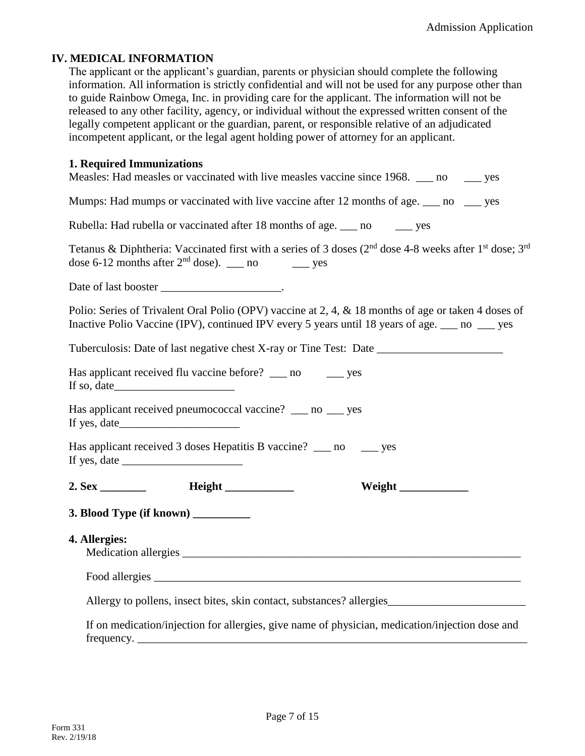## IV. MEDICAL INFORMATION

The applicant or the applicant's guardian, parents or physician should complete the following information. All information is strictly confidential and will not be used for any purpose other than to guide Rainbow Omega, Inc. in providing care for the applicant. The information will not be released to any other facility, agency, or individual without the expressed written consent of the legally competent applicant or the guardian, parent, or responsible relative of an adjudicated incompetent applicant, or the legal agent holding power of attorney for an applicant.

### 1. Required Immunizations

Measles: Had measles or vaccinated with live measles vaccine since 1968. ___ no ___ yes

Mumps: Had mumps or vaccinated with live vaccine after 12 months of age. ___ no ___ yes

Rubella: Had rubella or vaccinated after 18 months of age. ___ no ___ yes

Tetanus & Diphtheria: Vaccinated first with a series of 3 doses (2nd dose 4-8 weeks after 1st dose; 3rd dose 6-12 months after 2nd dose). ___ no ___ yes

Date of last booster _____________________.

Polio: Series of Trivalent Oral Polio (OPV) vaccine at 2, 4, & 18 months of age or taken 4 doses of Inactive Polio Vaccine (IPV), continued IPV every 5 years until 18 years of age. ___ no ___ yes

Tuberculosis: Date of last negative chest X-ray or Tine Test: Date ______________________

Has applicant received flu vaccine before? ___ no ___ yes
If so, date_____________________

Has applicant received pneumococcal vaccine? ___ no ___ yes
If yes, date_____________________

Has applicant received 3 doses Hepatitis B vaccine? ___ no ___ yes
If yes, date _____________________

**2. Sex ________ Height ____________ Weight ____________**

**3. Blood Type (if known) __________**

**4. Allergies:**

Medication allergies ____________________________________________________________

Food allergies ________________________________________________________________

Allergy to pollens, insect bites, skin contact, substances? allergies________________________

If on medication/injection for allergies, give name of physician, medication/injection dose and frequency. ______________________________________________________________________

Form 331
Rev. 2/19/18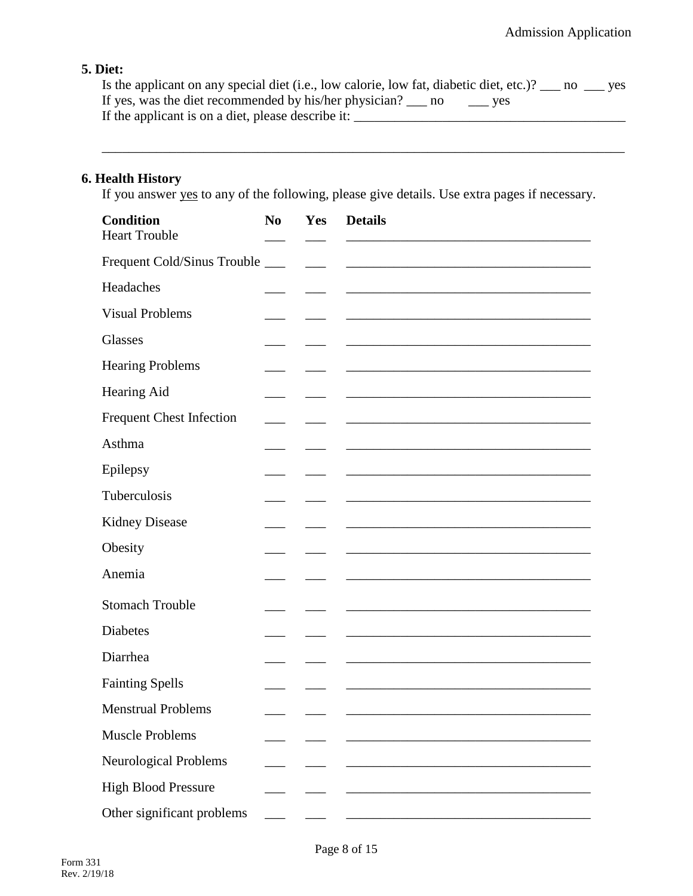## 5. Diet:

Is the applicant on any special diet (i.e., low calorie, low fat, diabetic diet, etc.)? ___ no ___ yes

If yes, was the diet recommended by his/her physician? ___ no ___ yes

If the applicant is on a diet, please describe it: ________________________________________

________________________________________________________________________________

## 6. Health History

If you answer yes to any of the following, please give details. Use extra pages if necessary.

| Condition | No | Yes | Details |
|---|---|---|---|
| Heart Trouble | ___ | ___ | ____________________________________ |
| Frequent Cold/Sinus Trouble | ___ | ___ | ____________________________________ |
| Headaches | ___ | ___ | ____________________________________ |
| Visual Problems | ___ | ___ | ____________________________________ |
| Glasses | ___ | ___ | ____________________________________ |
| Hearing Problems | ___ | ___ | ____________________________________ |
| Hearing Aid | ___ | ___ | ____________________________________ |
| Frequent Chest Infection | ___ | ___ | ____________________________________ |
| Asthma | ___ | ___ | ____________________________________ |
| Epilepsy | ___ | ___ | ____________________________________ |
| Tuberculosis | ___ | ___ | ____________________________________ |
| Kidney Disease | ___ | ___ | ____________________________________ |
| Obesity | ___ | ___ | ____________________________________ |
| Anemia | ___ | ___ | ____________________________________ |
| Stomach Trouble | ___ | ___ | ____________________________________ |
| Diabetes | ___ | ___ | ____________________________________ |
| Diarrhea | ___ | ___ | ____________________________________ |
| Fainting Spells | ___ | ___ | ____________________________________ |
| Menstrual Problems | ___ | ___ | ____________________________________ |
| Muscle Problems | ___ | ___ | ____________________________________ |
| Neurological Problems | ___ | ___ | ____________________________________ |
| High Blood Pressure | ___ | ___ | ____________________________________ |
| Other significant problems | ___ | ___ | ____________________________________ |

Form 331
Rev. 2/19/18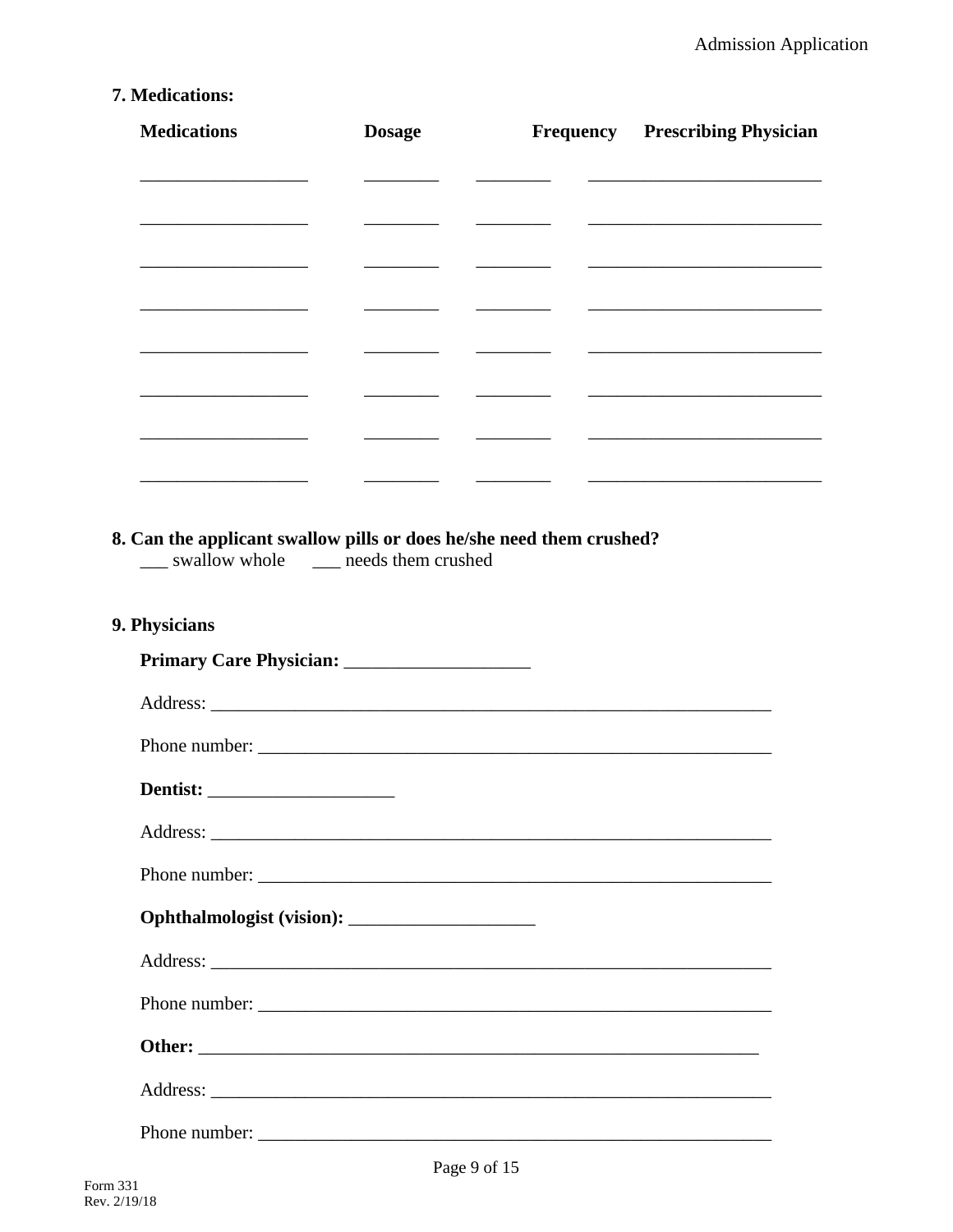**7. Medications:**

| Medications | Dosage | Frequency | Prescribing Physician |
|---|---|---|---|
| __________________ | ________ | ________ | _________________________ |
| __________________ | ________ | ________ | _________________________ |
| __________________ | ________ | ________ | _________________________ |
| __________________ | ________ | ________ | _________________________ |
| __________________ | ________ | ________ | _________________________ |
| __________________ | ________ | ________ | _________________________ |
| __________________ | ________ | ________ | _________________________ |
| __________________ | ________ | ________ | _________________________ |

**8. Can the applicant swallow pills or does he/she need them crushed?**

___ swallow whole ___ needs them crushed

**9. Physicians**

**Primary Care Physician:** ____________________

Address: ______________________________________________________________

Phone number: __________________________________________________________

**Dentist:** ____________________

Address: ______________________________________________________________

Phone number: __________________________________________________________

**Ophthalmologist (vision):** ____________________

Address: ______________________________________________________________

Phone number: __________________________________________________________

**Other:** ______________________________________________________________

Address: ______________________________________________________________

Phone number: __________________________________________________________

Form 331
Rev. 2/19/18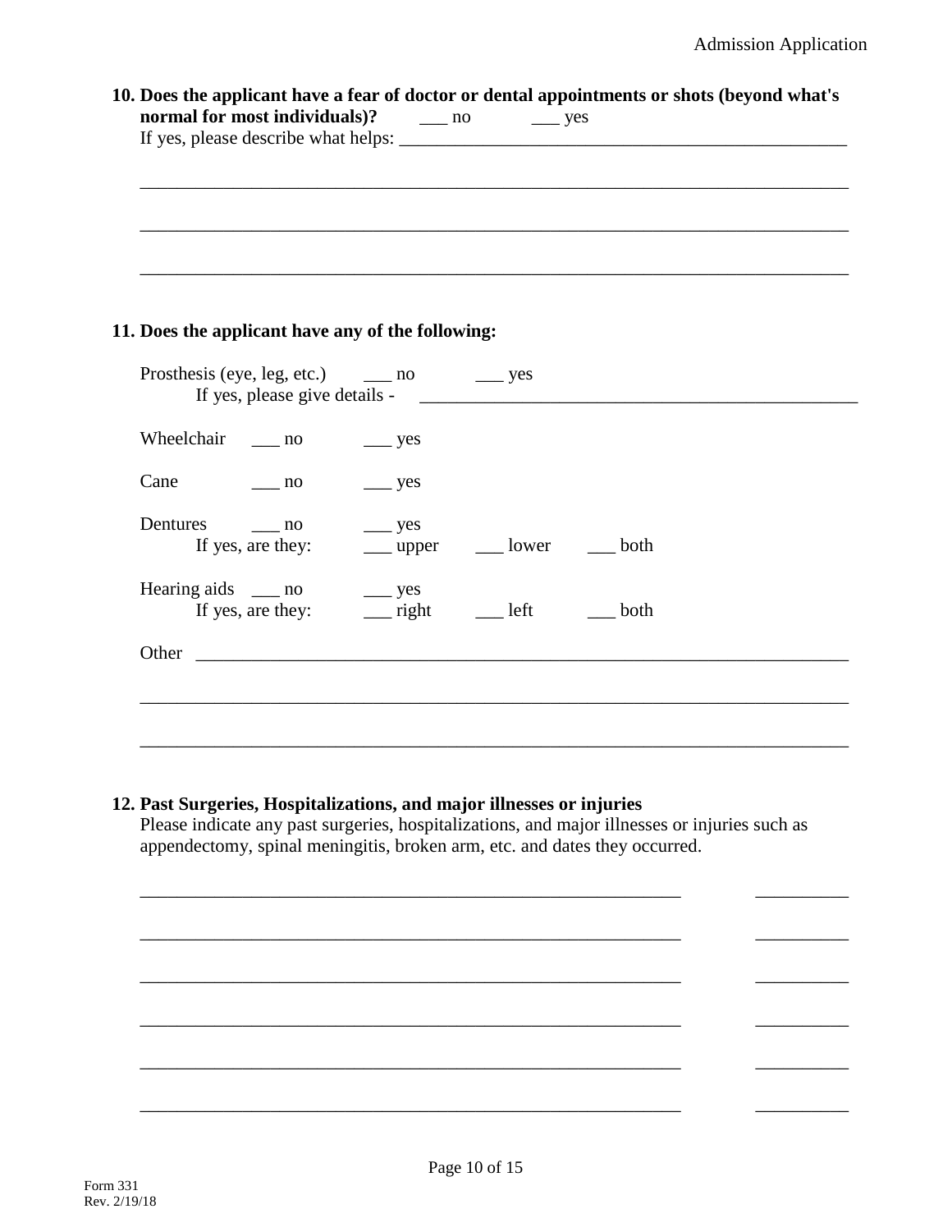**10. Does the applicant have a fear of doctor or dental appointments or shots (beyond what's normal for most individuals)?** ___ no ___ yes

If yes, please describe what helps: ________________________________________________

______________________________________________________________________________

______________________________________________________________________________

______________________________________________________________________________

**11. Does the applicant have any of the following:**

Prosthesis (eye, leg, etc.) ___ no ___ yes

If yes, please give details - ________________________________________________

Wheelchair ___ no ___ yes

Cane ___ no ___ yes

Dentures ___ no ___ yes

If yes, are they: ___ upper ___ lower ___ both

Hearing aids ___ no ___ yes

If yes, are they: ___ right ___ left ___ both

Other ________________________________________________________________________

______________________________________________________________________________

______________________________________________________________________________

**12. Past Surgeries, Hospitalizations, and major illnesses or injuries**

Please indicate any past surgeries, hospitalizations, and major illnesses or injuries such as appendectomy, spinal meningitis, broken arm, etc. and dates they occurred.

____________________________________________________________ __________

____________________________________________________________ __________

____________________________________________________________ __________

____________________________________________________________ __________

____________________________________________________________ __________

____________________________________________________________ __________

Form 331
Rev. 2/19/18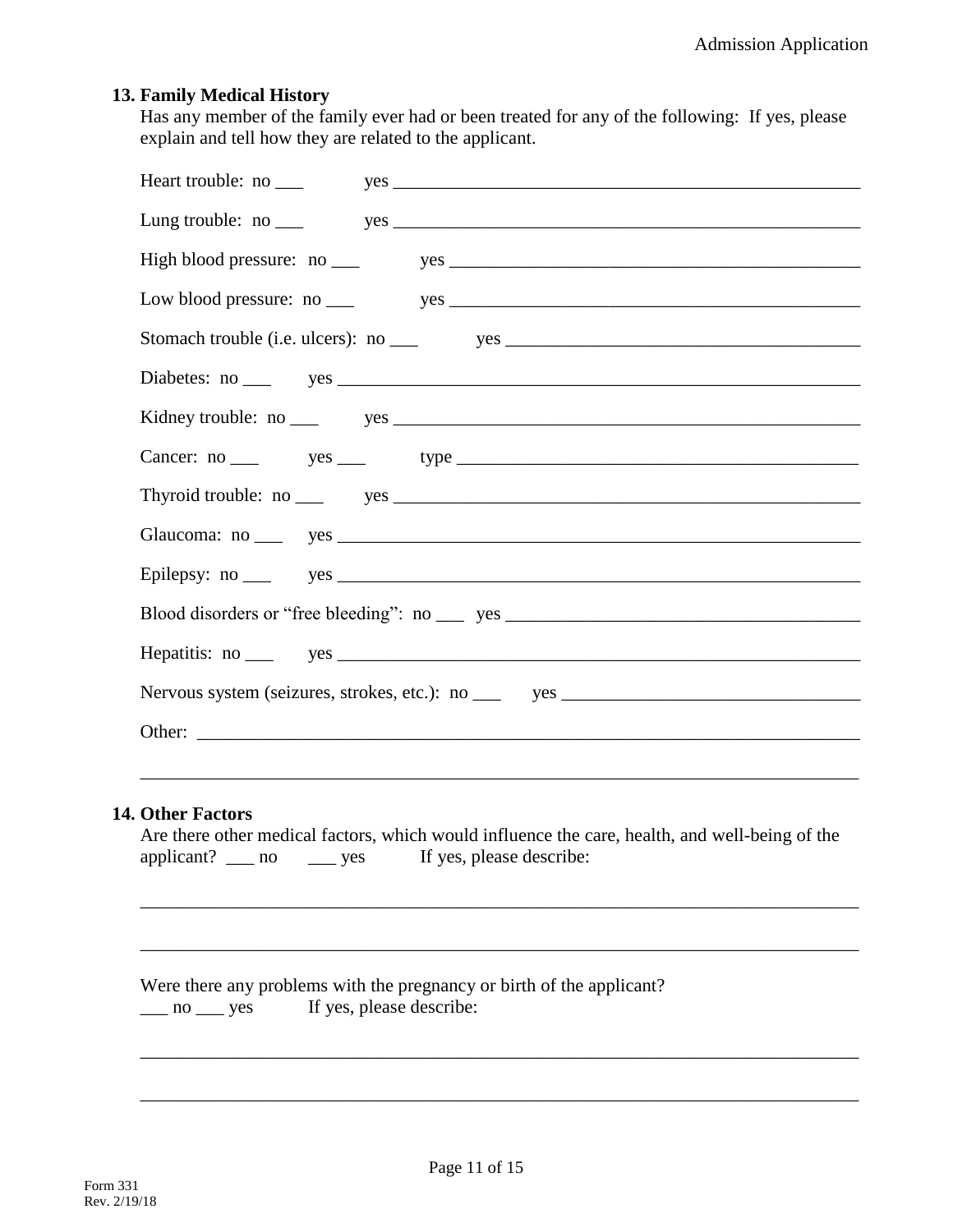## 13. Family Medical History

Has any member of the family ever had or been treated for any of the following: If yes, please explain and tell how they are related to the applicant.

Heart trouble: no ___ yes ______________________________________________

Lung trouble: no ___ yes ______________________________________________

High blood pressure: no ___ yes ________________________________________

Low blood pressure: no ___ yes ________________________________________

Stomach trouble (i.e. ulcers): no ___ yes __________________________________

Diabetes: no ___ yes ___________________________________________________

Kidney trouble: no ___ yes ______________________________________________

Cancer: no ___ yes ___ type ____________________________________________

Thyroid trouble: no ___ yes _____________________________________________

Glaucoma: no ___ yes __________________________________________________

Epilepsy: no ___ yes ___________________________________________________

Blood disorders or "free bleeding": no ___ yes ______________________________

Hepatitis: no ___ yes ___________________________________________________

Nervous system (seizures, strokes, etc.): no ___ yes __________________________

Other: _______________________________________________________________

_____________________________________________________________________

## 14. Other Factors

Are there other medical factors, which would influence the care, health, and well-being of the applicant? ___ no ___ yes If yes, please describe:

_____________________________________________________________________

_____________________________________________________________________

Were there any problems with the pregnancy or birth of the applicant?
___ no ___ yes If yes, please describe:

_____________________________________________________________________

_____________________________________________________________________

Form 331
Rev. 2/19/18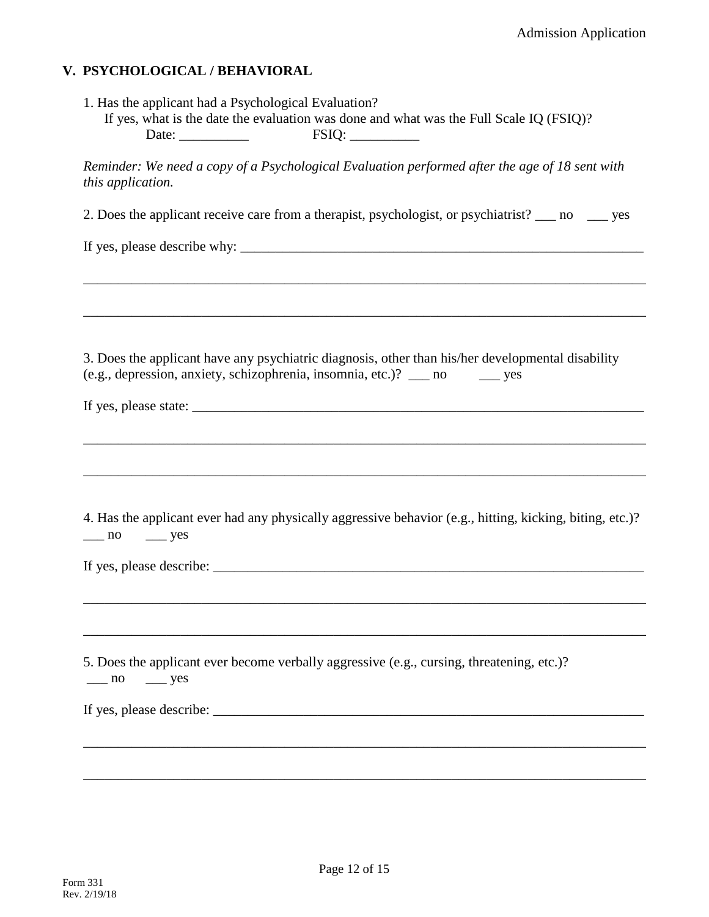## V. PSYCHOLOGICAL / BEHAVIORAL

1. Has the applicant had a Psychological Evaluation?
   If yes, what is the date the evaluation was done and what was the Full Scale IQ (FSIQ)?
   Date: __________ FSIQ: __________

*Reminder: We need a copy of a Psychological Evaluation performed after the age of 18 sent with this application.*

2. Does the applicant receive care from a therapist, psychologist, or psychiatrist? ___ no ___ yes

If yes, please describe why: ____________________________________________________________

_________________________________________________________________________________

_________________________________________________________________________________

3. Does the applicant have any psychiatric diagnosis, other than his/her developmental disability (e.g., depression, anxiety, schizophrenia, insomnia, etc.)? ___ no ___ yes

If yes, please state: ___________________________________________________________________

_________________________________________________________________________________

_________________________________________________________________________________

4. Has the applicant ever had any physically aggressive behavior (e.g., hitting, kicking, biting, etc.)?
___ no ___ yes

If yes, please describe: ________________________________________________________________

_________________________________________________________________________________

_________________________________________________________________________________

5. Does the applicant ever become verbally aggressive (e.g., cursing, threatening, etc.)?
___ no ___ yes

If yes, please describe: ________________________________________________________________

_________________________________________________________________________________

_________________________________________________________________________________

Form 331
Rev. 2/19/18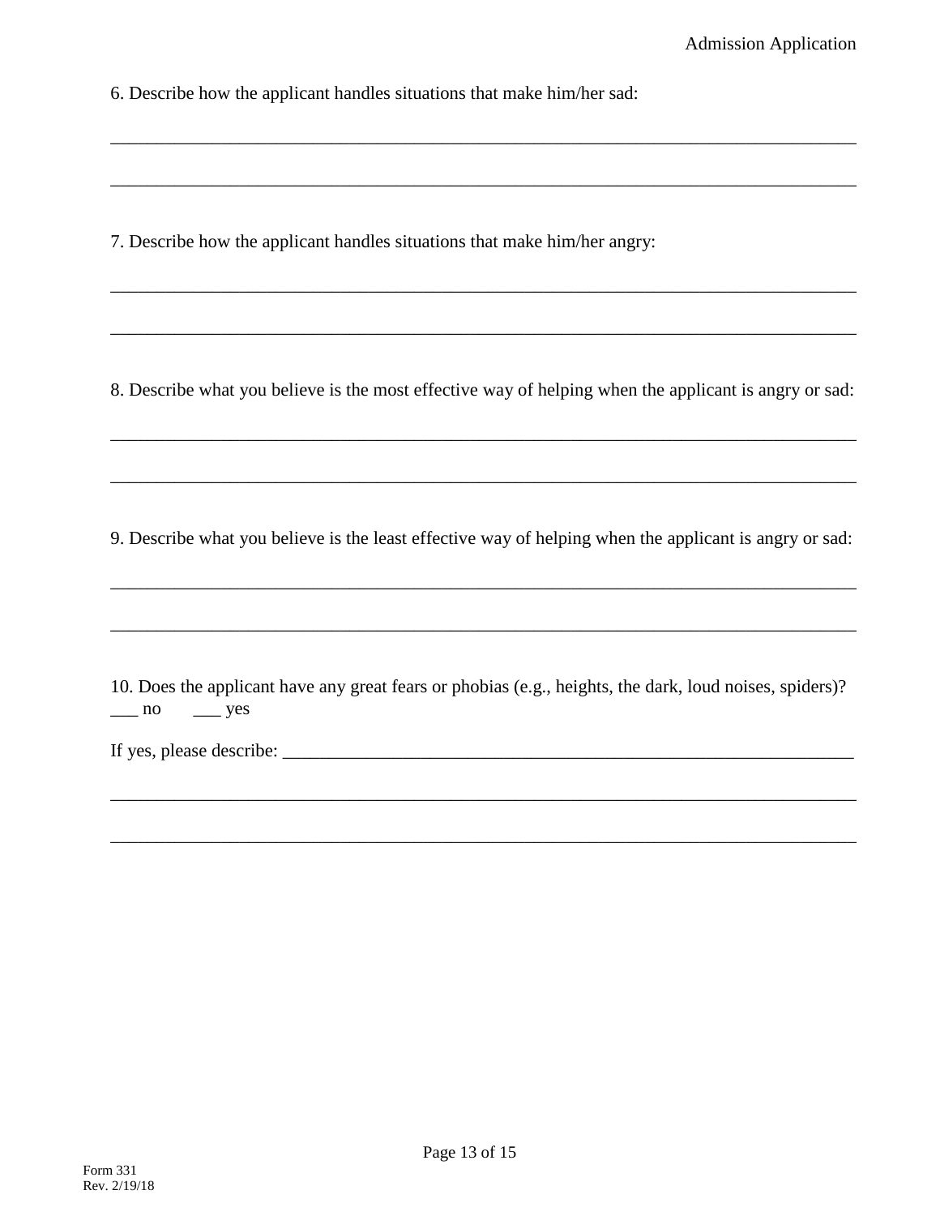6. Describe how the applicant handles situations that make him/her sad:

_______________________________________________________________________________

_______________________________________________________________________________

7. Describe how the applicant handles situations that make him/her angry:

_______________________________________________________________________________

_______________________________________________________________________________

8. Describe what you believe is the most effective way of helping when the applicant is angry or sad:

_______________________________________________________________________________

_______________________________________________________________________________

9. Describe what you believe is the least effective way of helping when the applicant is angry or sad:

_______________________________________________________________________________

_______________________________________________________________________________

10. Does the applicant have any great fears or phobias (e.g., heights, the dark, loud noises, spiders)?
___ no ___ yes

If yes, please describe: _________________________________________________________

_______________________________________________________________________________

_______________________________________________________________________________

Form 331
Rev. 2/19/18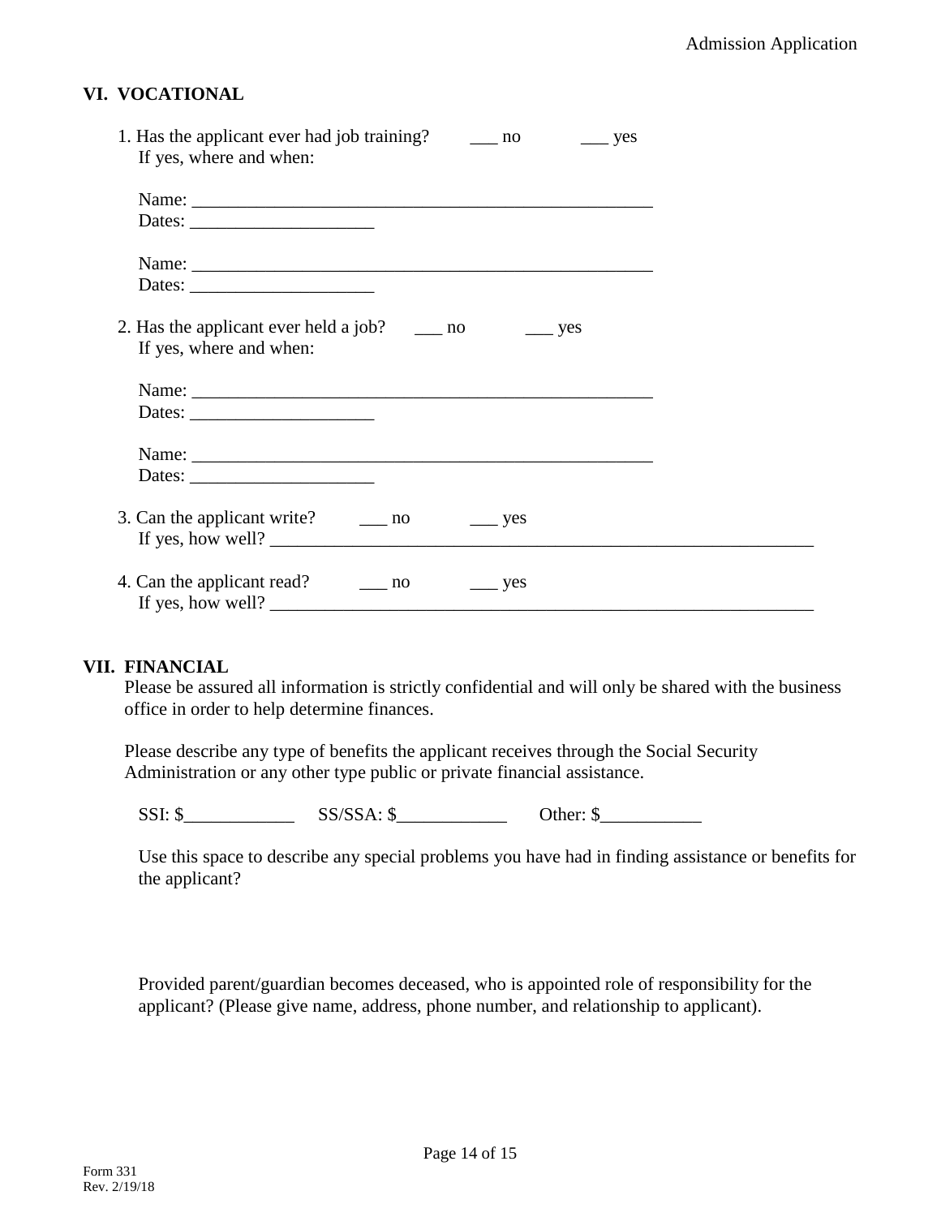## VI. VOCATIONAL

1. Has the applicant ever had job training? ___ no ___ yes
   If yes, where and when:

   Name: ___________________________________________________
   Dates: ____________________

   Name: ___________________________________________________
   Dates: ____________________

2. Has the applicant ever held a job? ___ no ___ yes
   If yes, where and when:

   Name: ___________________________________________________
   Dates: ____________________

   Name: ___________________________________________________
   Dates: ____________________

3. Can the applicant write? ___ no ___ yes
   If yes, how well? ______________________________________________________________

4. Can the applicant read? ___ no ___ yes
   If yes, how well? ______________________________________________________________

## VII. FINANCIAL

Please be assured all information is strictly confidential and will only be shared with the business office in order to help determine finances.

Please describe any type of benefits the applicant receives through the Social Security Administration or any other type public or private financial assistance.

SSI: $____________ SS/SSA: $____________ Other: $___________

Use this space to describe any special problems you have had in finding assistance or benefits for the applicant?

Provided parent/guardian becomes deceased, who is appointed role of responsibility for the applicant? (Please give name, address, phone number, and relationship to applicant).

Form 331
Rev. 2/19/18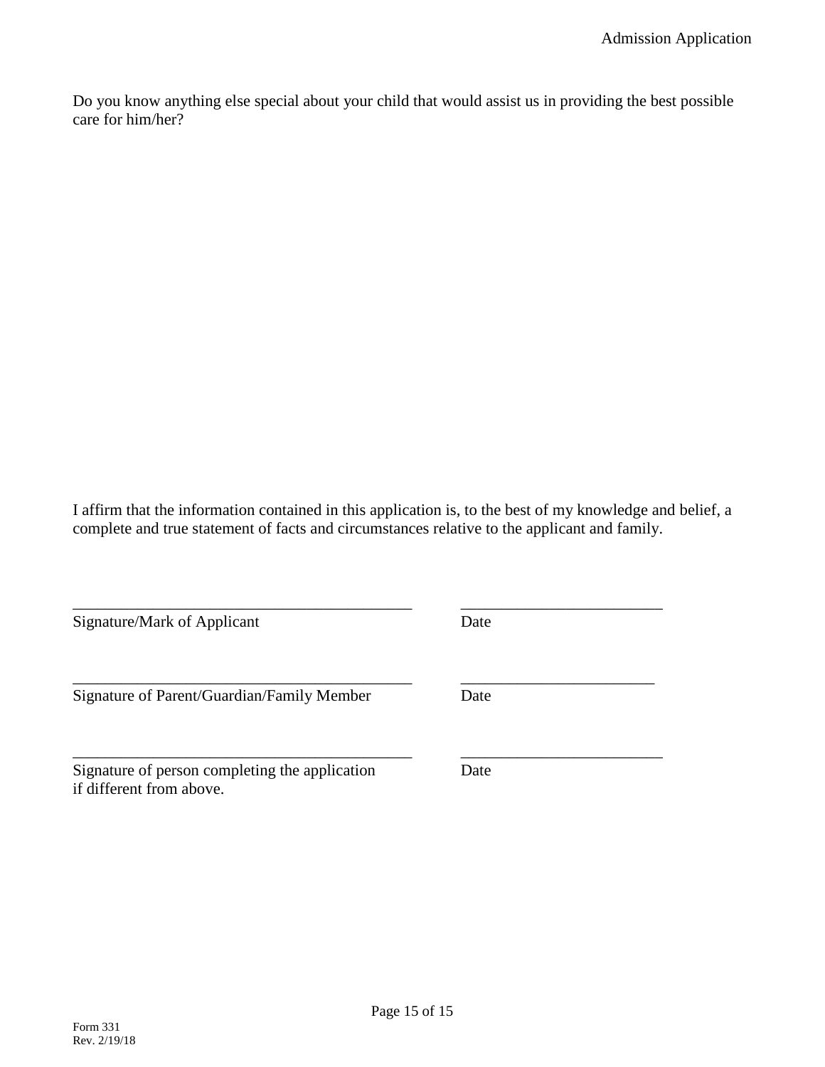Do you know anything else special about your child that would assist us in providing the best possible care for him/her?

I affirm that the information contained in this application is, to the best of my knowledge and belief, a complete and true statement of facts and circumstances relative to the applicant and family.

___________________________________________ _________________________

Signature/Mark of Applicant Date

___________________________________________ ________________________

Signature of Parent/Guardian/Family Member Date

___________________________________________ _________________________

Signature of person completing the application if different from above. Date

Form 331
Rev. 2/19/18